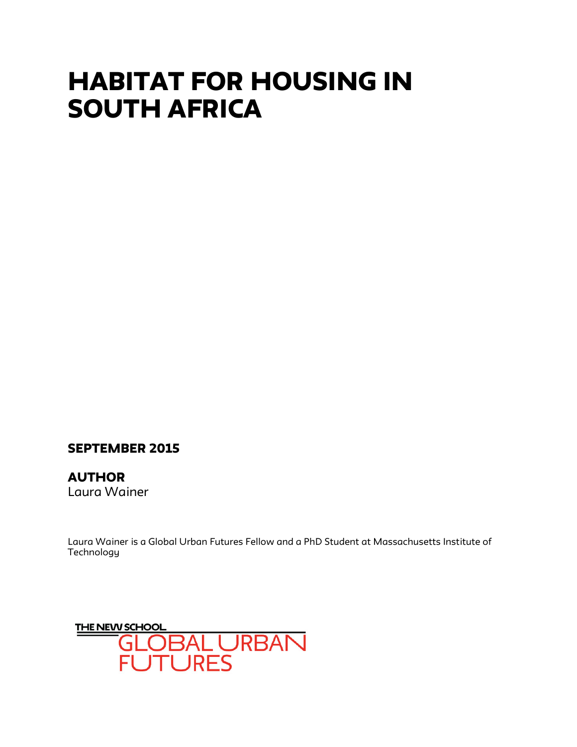# HABITAT FOR HOUSING IN SOUTH AFRICA

**SEPTEMBER 2015**

**AUTHOR**
Laura Wainer

Laura Wainer is a Global Urban Futures Fellow and a PhD Student at Massachusetts Institute of Technology

THE NEW SCHOOL
GLOBAL URBAN FUTURES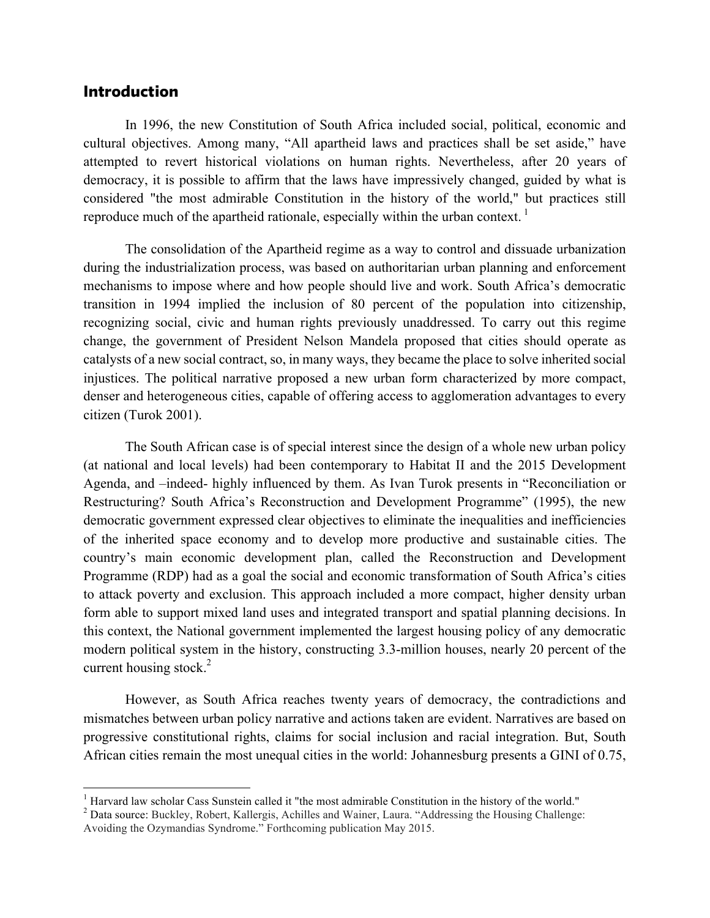## Introduction

In 1996, the new Constitution of South Africa included social, political, economic and cultural objectives. Among many, "All apartheid laws and practices shall be set aside," have attempted to revert historical violations on human rights. Nevertheless, after 20 years of democracy, it is possible to affirm that the laws have impressively changed, guided by what is considered "the most admirable Constitution in the history of the world," but practices still reproduce much of the apartheid rationale, especially within the urban context. [1]

The consolidation of the Apartheid regime as a way to control and dissuade urbanization during the industrialization process, was based on authoritarian urban planning and enforcement mechanisms to impose where and how people should live and work. South Africa's democratic transition in 1994 implied the inclusion of 80 percent of the population into citizenship, recognizing social, civic and human rights previously unaddressed. To carry out this regime change, the government of President Nelson Mandela proposed that cities should operate as catalysts of a new social contract, so, in many ways, they became the place to solve inherited social injustices. The political narrative proposed a new urban form characterized by more compact, denser and heterogeneous cities, capable of offering access to agglomeration advantages to every citizen (Turok 2001).

The South African case is of special interest since the design of a whole new urban policy (at national and local levels) had been contemporary to Habitat II and the 2015 Development Agenda, and –indeed- highly influenced by them. As Ivan Turok presents in "Reconciliation or Restructuring? South Africa's Reconstruction and Development Programme" (1995), the new democratic government expressed clear objectives to eliminate the inequalities and inefficiencies of the inherited space economy and to develop more productive and sustainable cities. The country's main economic development plan, called the Reconstruction and Development Programme (RDP) had as a goal the social and economic transformation of South Africa's cities to attack poverty and exclusion. This approach included a more compact, higher density urban form able to support mixed land uses and integrated transport and spatial planning decisions. In this context, the National government implemented the largest housing policy of any democratic modern political system in the history, constructing 3.3-million houses, nearly 20 percent of the current housing stock.[2]

However, as South Africa reaches twenty years of democracy, the contradictions and mismatches between urban policy narrative and actions taken are evident. Narratives are based on progressive constitutional rights, claims for social inclusion and racial integration. But, South African cities remain the most unequal cities in the world: Johannesburg presents a GINI of 0.75,

---

[1] Harvard law scholar Cass Sunstein called it "the most admirable Constitution in the history of the world."

[2] Data source: Buckley, Robert, Kallergis, Achilles and Wainer, Laura. "Addressing the Housing Challenge: Avoiding the Ozymandias Syndrome." Forthcoming publication May 2015.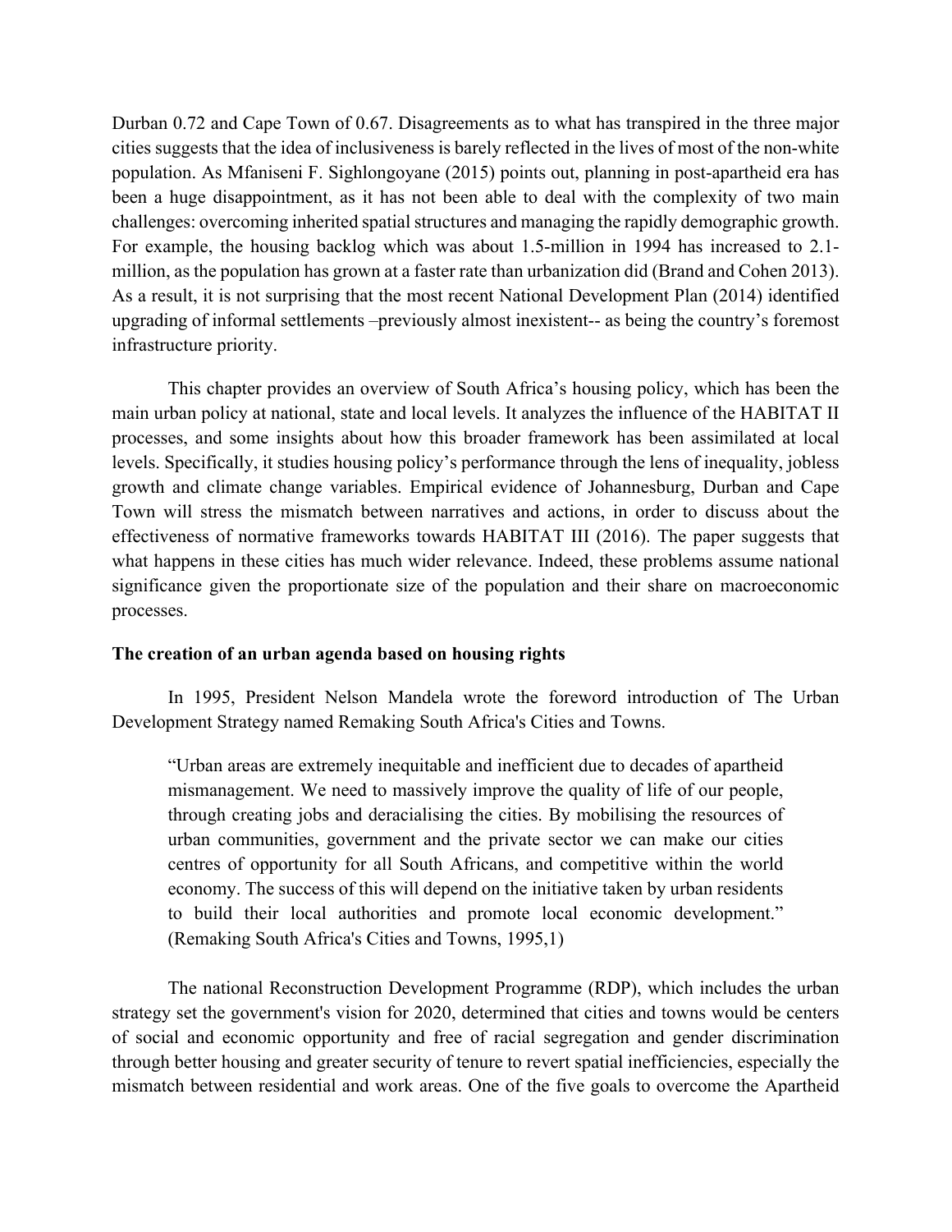Durban 0.72 and Cape Town of 0.67. Disagreements as to what has transpired in the three major cities suggests that the idea of inclusiveness is barely reflected in the lives of most of the non-white population. As Mfaniseni F. Sighlongoyane (2015) points out, planning in post-apartheid era has been a huge disappointment, as it has not been able to deal with the complexity of two main challenges: overcoming inherited spatial structures and managing the rapidly demographic growth. For example, the housing backlog which was about 1.5-million in 1994 has increased to 2.1-million, as the population has grown at a faster rate than urbanization did (Brand and Cohen 2013). As a result, it is not surprising that the most recent National Development Plan (2014) identified upgrading of informal settlements –previously almost inexistent-- as being the country's foremost infrastructure priority.

This chapter provides an overview of South Africa's housing policy, which has been the main urban policy at national, state and local levels. It analyzes the influence of the HABITAT II processes, and some insights about how this broader framework has been assimilated at local levels. Specifically, it studies housing policy's performance through the lens of inequality, jobless growth and climate change variables. Empirical evidence of Johannesburg, Durban and Cape Town will stress the mismatch between narratives and actions, in order to discuss about the effectiveness of normative frameworks towards HABITAT III (2016). The paper suggests that what happens in these cities has much wider relevance. Indeed, these problems assume national significance given the proportionate size of the population and their share on macroeconomic processes.

**The creation of an urban agenda based on housing rights**

In 1995, President Nelson Mandela wrote the foreword introduction of The Urban Development Strategy named Remaking South Africa's Cities and Towns.

> "Urban areas are extremely inequitable and inefficient due to decades of apartheid mismanagement. We need to massively improve the quality of life of our people, through creating jobs and deracialising the cities. By mobilising the resources of urban communities, government and the private sector we can make our cities centres of opportunity for all South Africans, and competitive within the world economy. The success of this will depend on the initiative taken by urban residents to build their local authorities and promote local economic development." (Remaking South Africa's Cities and Towns, 1995,1)

The national Reconstruction Development Programme (RDP), which includes the urban strategy set the government's vision for 2020, determined that cities and towns would be centers of social and economic opportunity and free of racial segregation and gender discrimination through better housing and greater security of tenure to revert spatial inefficiencies, especially the mismatch between residential and work areas. One of the five goals to overcome the Apartheid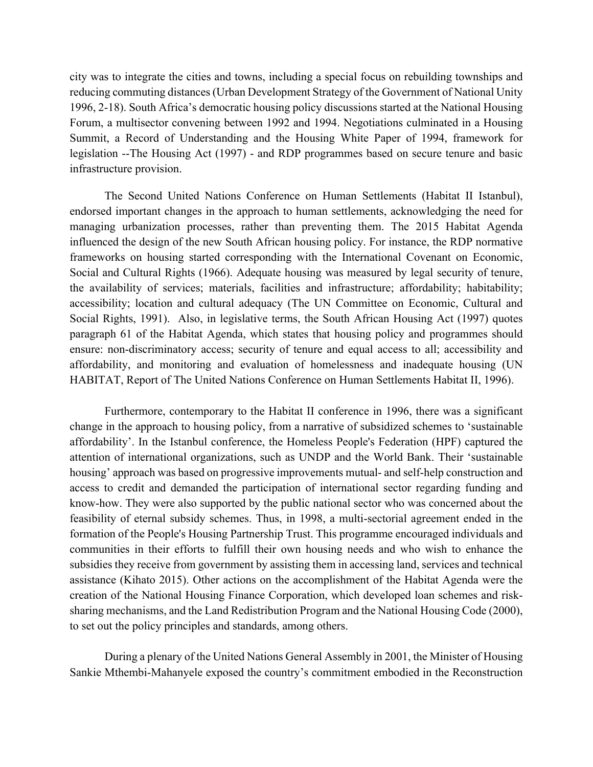city was to integrate the cities and towns, including a special focus on rebuilding townships and reducing commuting distances (Urban Development Strategy of the Government of National Unity 1996, 2-18). South Africa's democratic housing policy discussions started at the National Housing Forum, a multisector convening between 1992 and 1994. Negotiations culminated in a Housing Summit, a Record of Understanding and the Housing White Paper of 1994, framework for legislation --The Housing Act (1997) - and RDP programmes based on secure tenure and basic infrastructure provision.

The Second United Nations Conference on Human Settlements (Habitat II Istanbul), endorsed important changes in the approach to human settlements, acknowledging the need for managing urbanization processes, rather than preventing them. The 2015 Habitat Agenda influenced the design of the new South African housing policy. For instance, the RDP normative frameworks on housing started corresponding with the International Covenant on Economic, Social and Cultural Rights (1966). Adequate housing was measured by legal security of tenure, the availability of services; materials, facilities and infrastructure; affordability; habitability; accessibility; location and cultural adequacy (The UN Committee on Economic, Cultural and Social Rights, 1991). Also, in legislative terms, the South African Housing Act (1997) quotes paragraph 61 of the Habitat Agenda, which states that housing policy and programmes should ensure: non-discriminatory access; security of tenure and equal access to all; accessibility and affordability, and monitoring and evaluation of homelessness and inadequate housing (UN HABITAT, Report of The United Nations Conference on Human Settlements Habitat II, 1996).

Furthermore, contemporary to the Habitat II conference in 1996, there was a significant change in the approach to housing policy, from a narrative of subsidized schemes to 'sustainable affordability'. In the Istanbul conference, the Homeless People's Federation (HPF) captured the attention of international organizations, such as UNDP and the World Bank. Their 'sustainable housing' approach was based on progressive improvements mutual- and self-help construction and access to credit and demanded the participation of international sector regarding funding and know-how. They were also supported by the public national sector who was concerned about the feasibility of eternal subsidy schemes. Thus, in 1998, a multi-sectorial agreement ended in the formation of the People's Housing Partnership Trust. This programme encouraged individuals and communities in their efforts to fulfill their own housing needs and who wish to enhance the subsidies they receive from government by assisting them in accessing land, services and technical assistance (Kihato 2015). Other actions on the accomplishment of the Habitat Agenda were the creation of the National Housing Finance Corporation, which developed loan schemes and risk-sharing mechanisms, and the Land Redistribution Program and the National Housing Code (2000), to set out the policy principles and standards, among others.

During a plenary of the United Nations General Assembly in 2001, the Minister of Housing Sankie Mthembi-Mahanyele exposed the country's commitment embodied in the Reconstruction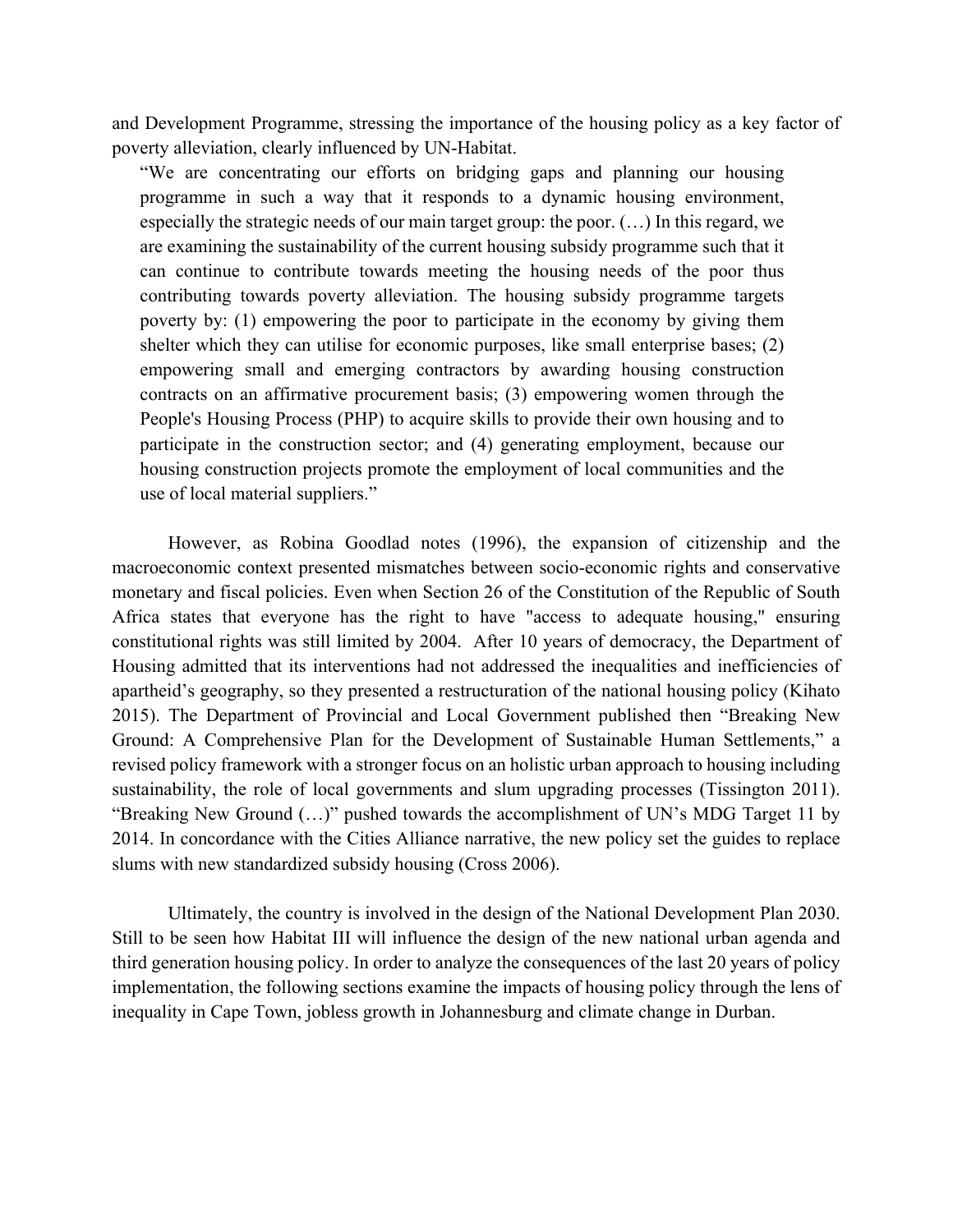and Development Programme, stressing the importance of the housing policy as a key factor of poverty alleviation, clearly influenced by UN-Habitat.

> "We are concentrating our efforts on bridging gaps and planning our housing programme in such a way that it responds to a dynamic housing environment, especially the strategic needs of our main target group: the poor. (…) In this regard, we are examining the sustainability of the current housing subsidy programme such that it can continue to contribute towards meeting the housing needs of the poor thus contributing towards poverty alleviation. The housing subsidy programme targets poverty by: (1) empowering the poor to participate in the economy by giving them shelter which they can utilise for economic purposes, like small enterprise bases; (2) empowering small and emerging contractors by awarding housing construction contracts on an affirmative procurement basis; (3) empowering women through the People's Housing Process (PHP) to acquire skills to provide their own housing and to participate in the construction sector; and (4) generating employment, because our housing construction projects promote the employment of local communities and the use of local material suppliers."

However, as Robina Goodlad notes (1996), the expansion of citizenship and the macroeconomic context presented mismatches between socio-economic rights and conservative monetary and fiscal policies. Even when Section 26 of the Constitution of the Republic of South Africa states that everyone has the right to have "access to adequate housing," ensuring constitutional rights was still limited by 2004. After 10 years of democracy, the Department of Housing admitted that its interventions had not addressed the inequalities and inefficiencies of apartheid's geography, so they presented a restructuration of the national housing policy (Kihato 2015). The Department of Provincial and Local Government published then "Breaking New Ground: A Comprehensive Plan for the Development of Sustainable Human Settlements," a revised policy framework with a stronger focus on an holistic urban approach to housing including sustainability, the role of local governments and slum upgrading processes (Tissington 2011). "Breaking New Ground (…)" pushed towards the accomplishment of UN's MDG Target 11 by 2014. In concordance with the Cities Alliance narrative, the new policy set the guides to replace slums with new standardized subsidy housing (Cross 2006).

Ultimately, the country is involved in the design of the National Development Plan 2030. Still to be seen how Habitat III will influence the design of the new national urban agenda and third generation housing policy. In order to analyze the consequences of the last 20 years of policy implementation, the following sections examine the impacts of housing policy through the lens of inequality in Cape Town, jobless growth in Johannesburg and climate change in Durban.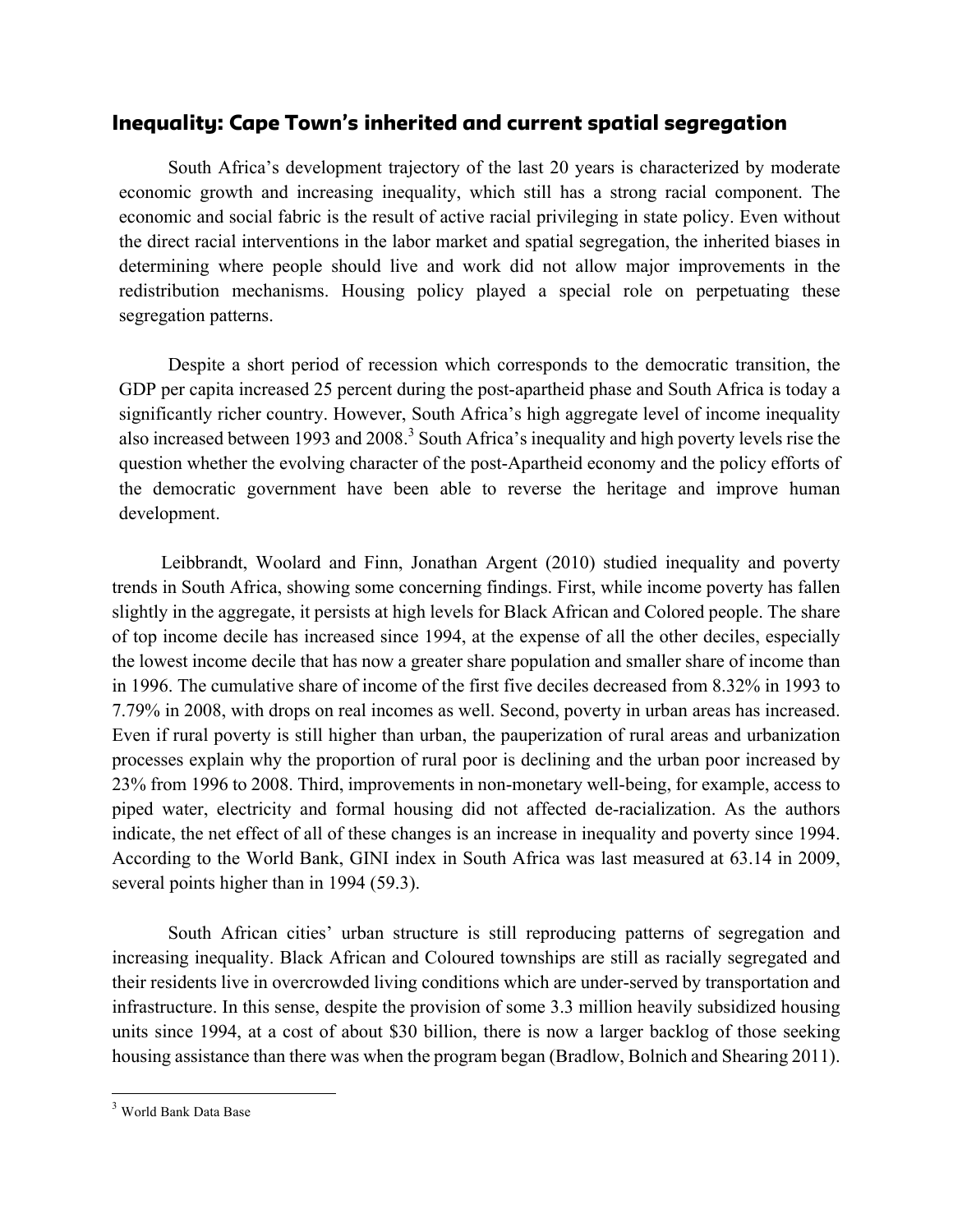## Inequality: Cape Town's inherited and current spatial segregation

South Africa's development trajectory of the last 20 years is characterized by moderate economic growth and increasing inequality, which still has a strong racial component. The economic and social fabric is the result of active racial privileging in state policy. Even without the direct racial interventions in the labor market and spatial segregation, the inherited biases in determining where people should live and work did not allow major improvements in the redistribution mechanisms. Housing policy played a special role on perpetuating these segregation patterns.

Despite a short period of recession which corresponds to the democratic transition, the GDP per capita increased 25 percent during the post-apartheid phase and South Africa is today a significantly richer country. However, South Africa's high aggregate level of income inequality also increased between 1993 and 2008.[3] South Africa's inequality and high poverty levels rise the question whether the evolving character of the post-Apartheid economy and the policy efforts of the democratic government have been able to reverse the heritage and improve human development.

Leibbrandt, Woolard and Finn, Jonathan Argent (2010) studied inequality and poverty trends in South Africa, showing some concerning findings. First, while income poverty has fallen slightly in the aggregate, it persists at high levels for Black African and Colored people. The share of top income decile has increased since 1994, at the expense of all the other deciles, especially the lowest income decile that has now a greater share population and smaller share of income than in 1996. The cumulative share of income of the first five deciles decreased from 8.32% in 1993 to 7.79% in 2008, with drops on real incomes as well. Second, poverty in urban areas has increased. Even if rural poverty is still higher than urban, the pauperization of rural areas and urbanization processes explain why the proportion of rural poor is declining and the urban poor increased by 23% from 1996 to 2008. Third, improvements in non-monetary well-being, for example, access to piped water, electricity and formal housing did not affected de-racialization. As the authors indicate, the net effect of all of these changes is an increase in inequality and poverty since 1994. According to the World Bank, GINI index in South Africa was last measured at 63.14 in 2009, several points higher than in 1994 (59.3).

South African cities' urban structure is still reproducing patterns of segregation and increasing inequality. Black African and Coloured townships are still as racially segregated and their residents live in overcrowded living conditions which are under-served by transportation and infrastructure. In this sense, despite the provision of some 3.3 million heavily subsidized housing units since 1994, at a cost of about $30 billion, there is now a larger backlog of those seeking housing assistance than there was when the program began (Bradlow, Bolnich and Shearing 2011).

[3] World Bank Data Base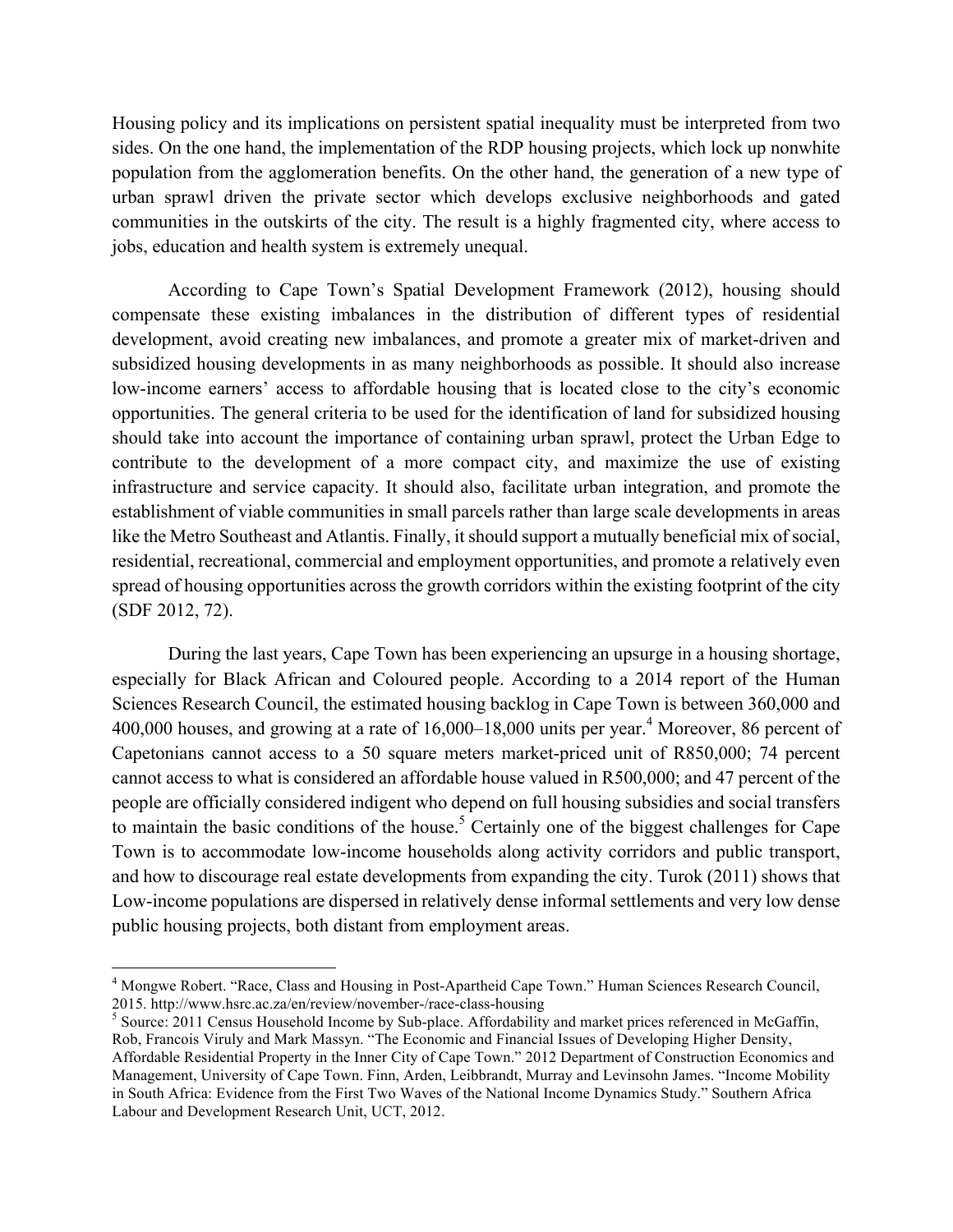Housing policy and its implications on persistent spatial inequality must be interpreted from two sides. On the one hand, the implementation of the RDP housing projects, which lock up nonwhite population from the agglomeration benefits. On the other hand, the generation of a new type of urban sprawl driven the private sector which develops exclusive neighborhoods and gated communities in the outskirts of the city. The result is a highly fragmented city, where access to jobs, education and health system is extremely unequal.

According to Cape Town's Spatial Development Framework (2012), housing should compensate these existing imbalances in the distribution of different types of residential development, avoid creating new imbalances, and promote a greater mix of market-driven and subsidized housing developments in as many neighborhoods as possible. It should also increase low-income earners' access to affordable housing that is located close to the city's economic opportunities. The general criteria to be used for the identification of land for subsidized housing should take into account the importance of containing urban sprawl, protect the Urban Edge to contribute to the development of a more compact city, and maximize the use of existing infrastructure and service capacity. It should also, facilitate urban integration, and promote the establishment of viable communities in small parcels rather than large scale developments in areas like the Metro Southeast and Atlantis. Finally, it should support a mutually beneficial mix of social, residential, recreational, commercial and employment opportunities, and promote a relatively even spread of housing opportunities across the growth corridors within the existing footprint of the city (SDF 2012, 72).

During the last years, Cape Town has been experiencing an upsurge in a housing shortage, especially for Black African and Coloured people. According to a 2014 report of the Human Sciences Research Council, the estimated housing backlog in Cape Town is between 360,000 and 400,000 houses, and growing at a rate of 16,000–18,000 units per year.[4] Moreover, 86 percent of Capetonians cannot access to a 50 square meters market-priced unit of R850,000; 74 percent cannot access to what is considered an affordable house valued in R500,000; and 47 percent of the people are officially considered indigent who depend on full housing subsidies and social transfers to maintain the basic conditions of the house.[5] Certainly one of the biggest challenges for Cape Town is to accommodate low-income households along activity corridors and public transport, and how to discourage real estate developments from expanding the city. Turok (2011) shows that Low-income populations are dispersed in relatively dense informal settlements and very low dense public housing projects, both distant from employment areas.

---

[4] Mongwe Robert. "Race, Class and Housing in Post-Apartheid Cape Town." Human Sciences Research Council, 2015. http://www.hsrc.ac.za/en/review/november-/race-class-housing

[5] Source: 2011 Census Household Income by Sub-place. Affordability and market prices referenced in McGaffin, Rob, Francois Viruly and Mark Massyn. "The Economic and Financial Issues of Developing Higher Density, Affordable Residential Property in the Inner City of Cape Town." 2012 Department of Construction Economics and Management, University of Cape Town. Finn, Arden, Leibbrandt, Murray and Levinsohn James. "Income Mobility in South Africa: Evidence from the First Two Waves of the National Income Dynamics Study." Southern Africa Labour and Development Research Unit, UCT, 2012.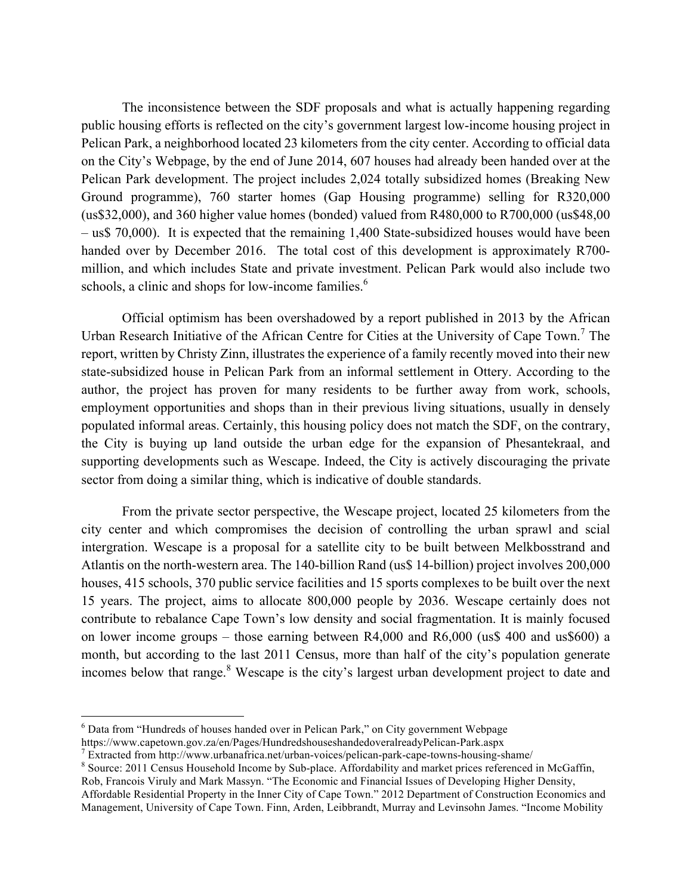The inconsistence between the SDF proposals and what is actually happening regarding public housing efforts is reflected on the city's government largest low-income housing project in Pelican Park, a neighborhood located 23 kilometers from the city center. According to official data on the City's Webpage, by the end of June 2014, 607 houses had already been handed over at the Pelican Park development. The project includes 2,024 totally subsidized homes (Breaking New Ground programme), 760 starter homes (Gap Housing programme) selling for R320,000 (us$32,000), and 360 higher value homes (bonded) valued from R480,000 to R700,000 (us$48,00 – us$ 70,000). It is expected that the remaining 1,400 State-subsidized houses would have been handed over by December 2016. The total cost of this development is approximately R700-million, and which includes State and private investment. Pelican Park would also include two schools, a clinic and shops for low-income families.[6]

Official optimism has been overshadowed by a report published in 2013 by the African Urban Research Initiative of the African Centre for Cities at the University of Cape Town.[7] The report, written by Christy Zinn, illustrates the experience of a family recently moved into their new state-subsidized house in Pelican Park from an informal settlement in Ottery. According to the author, the project has proven for many residents to be further away from work, schools, employment opportunities and shops than in their previous living situations, usually in densely populated informal areas. Certainly, this housing policy does not match the SDF, on the contrary, the City is buying up land outside the urban edge for the expansion of Phesantekraal, and supporting developments such as Wescape. Indeed, the City is actively discouraging the private sector from doing a similar thing, which is indicative of double standards.

From the private sector perspective, the Wescape project, located 25 kilometers from the city center and which compromises the decision of controlling the urban sprawl and scial intergration. Wescape is a proposal for a satellite city to be built between Melkbosstrand and Atlantis on the north-western area. The 140-billion Rand (us$ 14-billion) project involves 200,000 houses, 415 schools, 370 public service facilities and 15 sports complexes to be built over the next 15 years. The project, aims to allocate 800,000 people by 2036. Wescape certainly does not contribute to rebalance Cape Town's low density and social fragmentation. It is mainly focused on lower income groups – those earning between R4,000 and R6,000 (us$ 400 and us$600) a month, but according to the last 2011 Census, more than half of the city's population generate incomes below that range.[8] Wescape is the city's largest urban development project to date and

---

[6] Data from "Hundreds of houses handed over in Pelican Park," on City government Webpage https://www.capetown.gov.za/en/Pages/HundredshouseshandedoveralreadyPelican-Park.aspx

[7] Extracted from http://www.urbanafrica.net/urban-voices/pelican-park-cape-towns-housing-shame/

[8] Source: 2011 Census Household Income by Sub-place. Affordability and market prices referenced in McGaffin, Rob, Francois Viruly and Mark Massyn. "The Economic and Financial Issues of Developing Higher Density, Affordable Residential Property in the Inner City of Cape Town." 2012 Department of Construction Economics and Management, University of Cape Town. Finn, Arden, Leibbrandt, Murray and Levinsohn James. "Income Mobility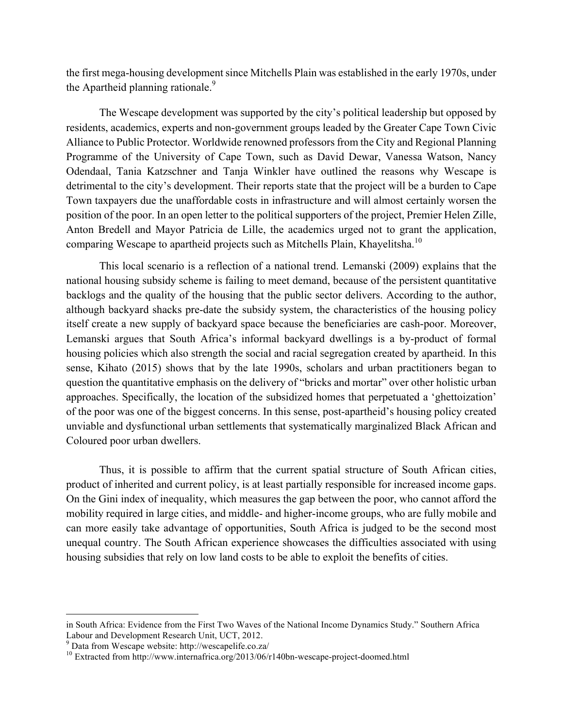the first mega-housing development since Mitchells Plain was established in the early 1970s, under the Apartheid planning rationale.[9]

The Wescape development was supported by the city's political leadership but opposed by residents, academics, experts and non-government groups leaded by the Greater Cape Town Civic Alliance to Public Protector. Worldwide renowned professors from the City and Regional Planning Programme of the University of Cape Town, such as David Dewar, Vanessa Watson, Nancy Odendaal, Tania Katzschner and Tanja Winkler have outlined the reasons why Wescape is detrimental to the city's development. Their reports state that the project will be a burden to Cape Town taxpayers due the unaffordable costs in infrastructure and will almost certainly worsen the position of the poor. In an open letter to the political supporters of the project, Premier Helen Zille, Anton Bredell and Mayor Patricia de Lille, the academics urged not to grant the application, comparing Wescape to apartheid projects such as Mitchells Plain, Khayelitsha.[10]

This local scenario is a reflection of a national trend. Lemanski (2009) explains that the national housing subsidy scheme is failing to meet demand, because of the persistent quantitative backlogs and the quality of the housing that the public sector delivers. According to the author, although backyard shacks pre-date the subsidy system, the characteristics of the housing policy itself create a new supply of backyard space because the beneficiaries are cash-poor. Moreover, Lemanski argues that South Africa's informal backyard dwellings is a by-product of formal housing policies which also strength the social and racial segregation created by apartheid. In this sense, Kihato (2015) shows that by the late 1990s, scholars and urban practitioners began to question the quantitative emphasis on the delivery of "bricks and mortar" over other holistic urban approaches. Specifically, the location of the subsidized homes that perpetuated a 'ghettoization' of the poor was one of the biggest concerns. In this sense, post-apartheid's housing policy created unviable and dysfunctional urban settlements that systematically marginalized Black African and Coloured poor urban dwellers.

Thus, it is possible to affirm that the current spatial structure of South African cities, product of inherited and current policy, is at least partially responsible for increased income gaps. On the Gini index of inequality, which measures the gap between the poor, who cannot afford the mobility required in large cities, and middle- and higher-income groups, who are fully mobile and can more easily take advantage of opportunities, South Africa is judged to be the second most unequal country. The South African experience showcases the difficulties associated with using housing subsidies that rely on low land costs to be able to exploit the benefits of cities.

---

in South Africa: Evidence from the First Two Waves of the National Income Dynamics Study." Southern Africa Labour and Development Research Unit, UCT, 2012.

[9] Data from Wescape website: http://wescapelife.co.za/

[10] Extracted from http://www.internafrica.org/2013/06/r140bn-wescape-project-doomed.html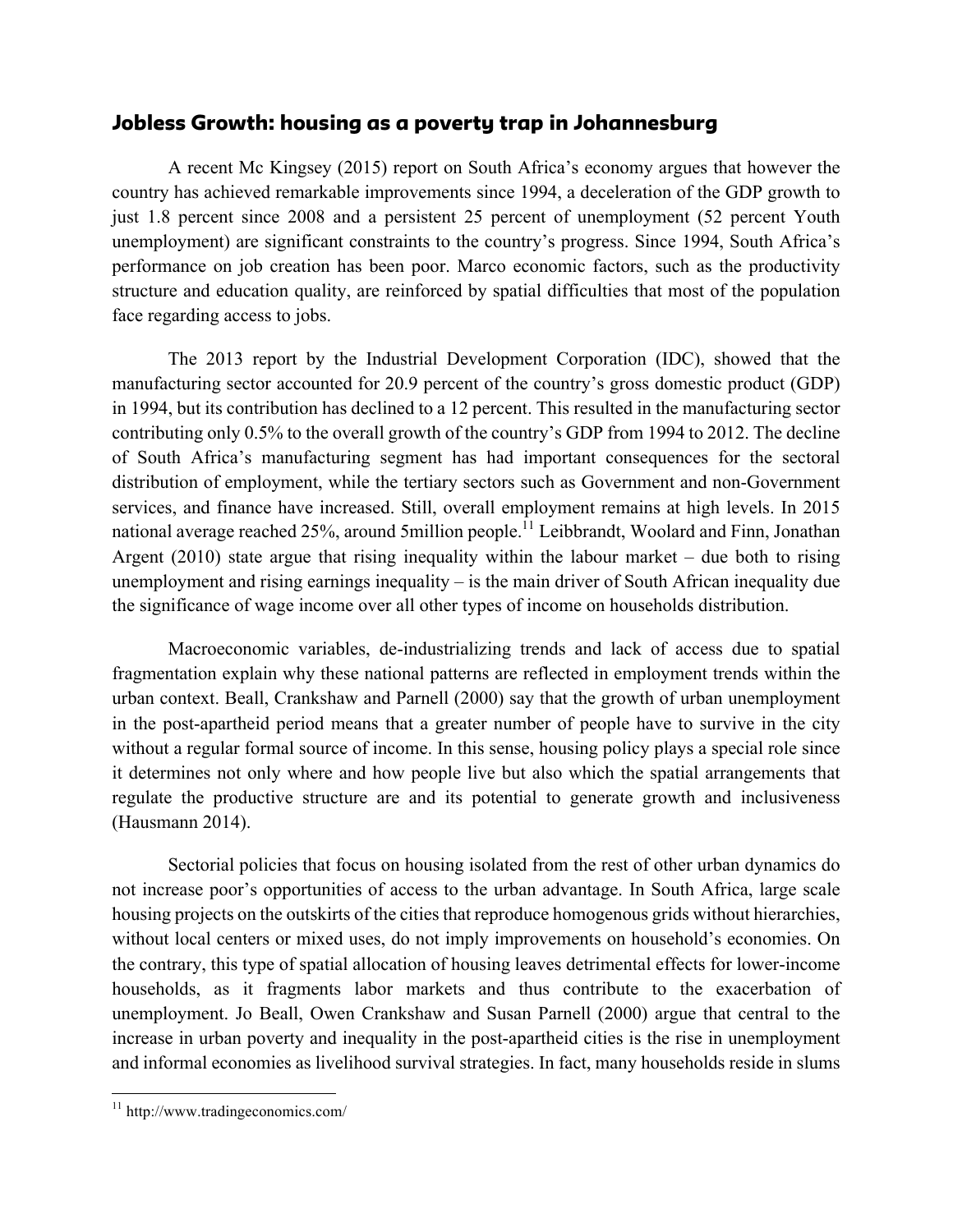## Jobless Growth: housing as a poverty trap in Johannesburg

A recent Mc Kingsey (2015) report on South Africa's economy argues that however the country has achieved remarkable improvements since 1994, a deceleration of the GDP growth to just 1.8 percent since 2008 and a persistent 25 percent of unemployment (52 percent Youth unemployment) are significant constraints to the country's progress. Since 1994, South Africa's performance on job creation has been poor. Marco economic factors, such as the productivity structure and education quality, are reinforced by spatial difficulties that most of the population face regarding access to jobs.

The 2013 report by the Industrial Development Corporation (IDC), showed that the manufacturing sector accounted for 20.9 percent of the country's gross domestic product (GDP) in 1994, but its contribution has declined to a 12 percent. This resulted in the manufacturing sector contributing only 0.5% to the overall growth of the country's GDP from 1994 to 2012. The decline of South Africa's manufacturing segment has had important consequences for the sectoral distribution of employment, while the tertiary sectors such as Government and non-Government services, and finance have increased. Still, overall employment remains at high levels. In 2015 national average reached 25%, around 5million people.[11] Leibbrandt, Woolard and Finn, Jonathan Argent (2010) state argue that rising inequality within the labour market – due both to rising unemployment and rising earnings inequality – is the main driver of South African inequality due the significance of wage income over all other types of income on households distribution.

Macroeconomic variables, de-industrializing trends and lack of access due to spatial fragmentation explain why these national patterns are reflected in employment trends within the urban context. Beall, Crankshaw and Parnell (2000) say that the growth of urban unemployment in the post-apartheid period means that a greater number of people have to survive in the city without a regular formal source of income. In this sense, housing policy plays a special role since it determines not only where and how people live but also which the spatial arrangements that regulate the productive structure are and its potential to generate growth and inclusiveness (Hausmann 2014).

Sectorial policies that focus on housing isolated from the rest of other urban dynamics do not increase poor's opportunities of access to the urban advantage. In South Africa, large scale housing projects on the outskirts of the cities that reproduce homogenous grids without hierarchies, without local centers or mixed uses, do not imply improvements on household's economies. On the contrary, this type of spatial allocation of housing leaves detrimental effects for lower-income households, as it fragments labor markets and thus contribute to the exacerbation of unemployment. Jo Beall, Owen Crankshaw and Susan Parnell (2000) argue that central to the increase in urban poverty and inequality in the post-apartheid cities is the rise in unemployment and informal economies as livelihood survival strategies. In fact, many households reside in slums

[11] http://www.tradingeconomics.com/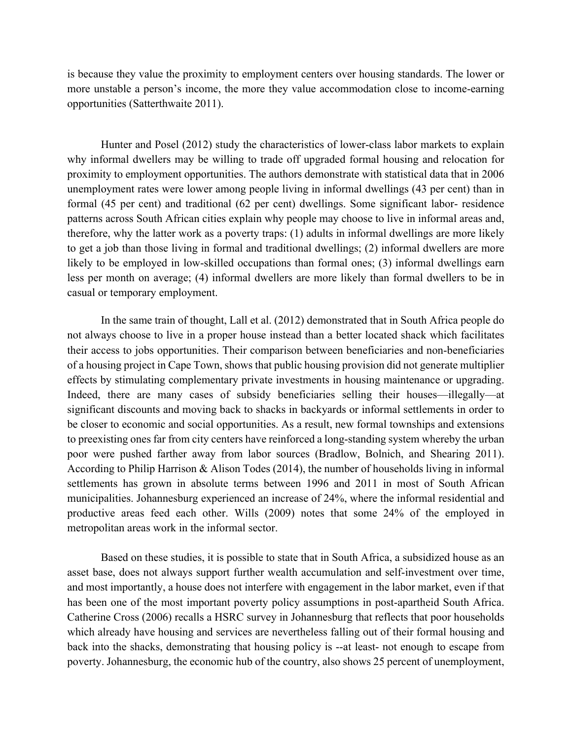is because they value the proximity to employment centers over housing standards. The lower or more unstable a person's income, the more they value accommodation close to income-earning opportunities (Satterthwaite 2011).

Hunter and Posel (2012) study the characteristics of lower-class labor markets to explain why informal dwellers may be willing to trade off upgraded formal housing and relocation for proximity to employment opportunities. The authors demonstrate with statistical data that in 2006 unemployment rates were lower among people living in informal dwellings (43 per cent) than in formal (45 per cent) and traditional (62 per cent) dwellings. Some significant labor- residence patterns across South African cities explain why people may choose to live in informal areas and, therefore, why the latter work as a poverty traps: (1) adults in informal dwellings are more likely to get a job than those living in formal and traditional dwellings; (2) informal dwellers are more likely to be employed in low-skilled occupations than formal ones; (3) informal dwellings earn less per month on average; (4) informal dwellers are more likely than formal dwellers to be in casual or temporary employment.

In the same train of thought, Lall et al. (2012) demonstrated that in South Africa people do not always choose to live in a proper house instead than a better located shack which facilitates their access to jobs opportunities. Their comparison between beneficiaries and non-beneficiaries of a housing project in Cape Town, shows that public housing provision did not generate multiplier effects by stimulating complementary private investments in housing maintenance or upgrading. Indeed, there are many cases of subsidy beneficiaries selling their houses—illegally—at significant discounts and moving back to shacks in backyards or informal settlements in order to be closer to economic and social opportunities. As a result, new formal townships and extensions to preexisting ones far from city centers have reinforced a long-standing system whereby the urban poor were pushed farther away from labor sources (Bradlow, Bolnich, and Shearing 2011). According to Philip Harrison & Alison Todes (2014), the number of households living in informal settlements has grown in absolute terms between 1996 and 2011 in most of South African municipalities. Johannesburg experienced an increase of 24%, where the informal residential and productive areas feed each other. Wills (2009) notes that some 24% of the employed in metropolitan areas work in the informal sector.

Based on these studies, it is possible to state that in South Africa, a subsidized house as an asset base, does not always support further wealth accumulation and self-investment over time, and most importantly, a house does not interfere with engagement in the labor market, even if that has been one of the most important poverty policy assumptions in post-apartheid South Africa. Catherine Cross (2006) recalls a HSRC survey in Johannesburg that reflects that poor households which already have housing and services are nevertheless falling out of their formal housing and back into the shacks, demonstrating that housing policy is --at least- not enough to escape from poverty. Johannesburg, the economic hub of the country, also shows 25 percent of unemployment,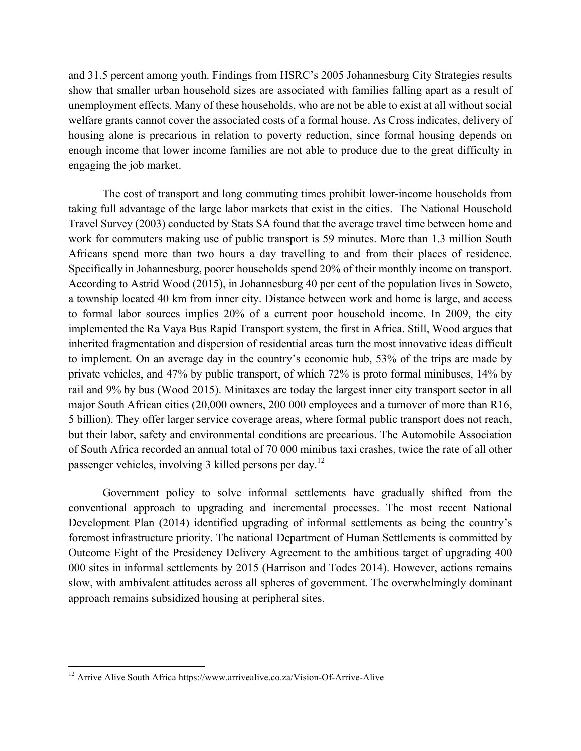and 31.5 percent among youth. Findings from HSRC's 2005 Johannesburg City Strategies results show that smaller urban household sizes are associated with families falling apart as a result of unemployment effects. Many of these households, who are not be able to exist at all without social welfare grants cannot cover the associated costs of a formal house. As Cross indicates, delivery of housing alone is precarious in relation to poverty reduction, since formal housing depends on enough income that lower income families are not able to produce due to the great difficulty in engaging the job market.

The cost of transport and long commuting times prohibit lower-income households from taking full advantage of the large labor markets that exist in the cities. The National Household Travel Survey (2003) conducted by Stats SA found that the average travel time between home and work for commuters making use of public transport is 59 minutes. More than 1.3 million South Africans spend more than two hours a day travelling to and from their places of residence. Specifically in Johannesburg, poorer households spend 20% of their monthly income on transport. According to Astrid Wood (2015), in Johannesburg 40 per cent of the population lives in Soweto, a township located 40 km from inner city. Distance between work and home is large, and access to formal labor sources implies 20% of a current poor household income. In 2009, the city implemented the Ra Vaya Bus Rapid Transport system, the first in Africa. Still, Wood argues that inherited fragmentation and dispersion of residential areas turn the most innovative ideas difficult to implement. On an average day in the country's economic hub, 53% of the trips are made by private vehicles, and 47% by public transport, of which 72% is proto formal minibuses, 14% by rail and 9% by bus (Wood 2015). Minitaxes are today the largest inner city transport sector in all major South African cities (20,000 owners, 200 000 employees and a turnover of more than R16, 5 billion). They offer larger service coverage areas, where formal public transport does not reach, but their labor, safety and environmental conditions are precarious. The Automobile Association of South Africa recorded an annual total of 70 000 minibus taxi crashes, twice the rate of all other passenger vehicles, involving 3 killed persons per day.[12]

Government policy to solve informal settlements have gradually shifted from the conventional approach to upgrading and incremental processes. The most recent National Development Plan (2014) identified upgrading of informal settlements as being the country's foremost infrastructure priority. The national Department of Human Settlements is committed by Outcome Eight of the Presidency Delivery Agreement to the ambitious target of upgrading 400 000 sites in informal settlements by 2015 (Harrison and Todes 2014). However, actions remains slow, with ambivalent attitudes across all spheres of government. The overwhelmingly dominant approach remains subsidized housing at peripheral sites.

---

[12] Arrive Alive South Africa https://www.arrivealive.co.za/Vision-Of-Arrive-Alive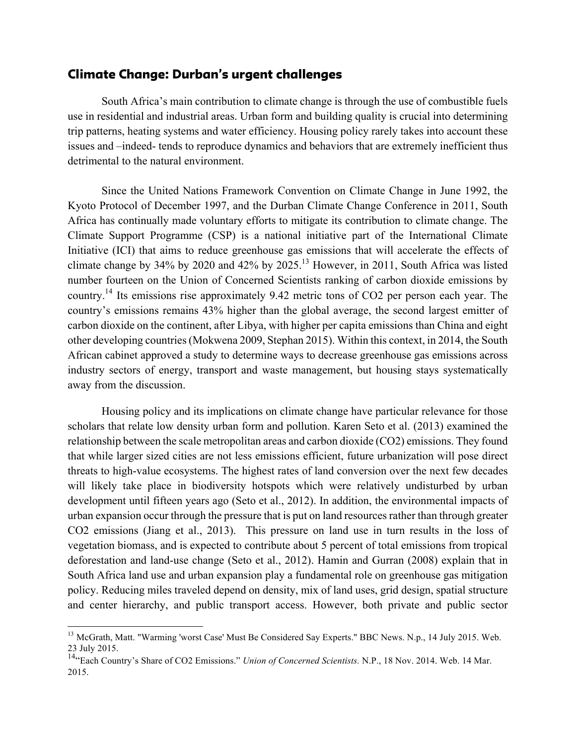## Climate Change: Durban's urgent challenges

South Africa's main contribution to climate change is through the use of combustible fuels use in residential and industrial areas. Urban form and building quality is crucial into determining trip patterns, heating systems and water efficiency. Housing policy rarely takes into account these issues and –indeed- tends to reproduce dynamics and behaviors that are extremely inefficient thus detrimental to the natural environment.

Since the United Nations Framework Convention on Climate Change in June 1992, the Kyoto Protocol of December 1997, and the Durban Climate Change Conference in 2011, South Africa has continually made voluntary efforts to mitigate its contribution to climate change. The Climate Support Programme (CSP) is a national initiative part of the International Climate Initiative (ICI) that aims to reduce greenhouse gas emissions that will accelerate the effects of climate change by 34% by 2020 and 42% by 2025.[13] However, in 2011, South Africa was listed number fourteen on the Union of Concerned Scientists ranking of carbon dioxide emissions by country.[14] Its emissions rise approximately 9.42 metric tons of $CO_2$ per person each year. The country's emissions remains 43% higher than the global average, the second largest emitter of carbon dioxide on the continent, after Libya, with higher per capita emissions than China and eight other developing countries (Mokwena 2009, Stephan 2015). Within this context, in 2014, the South African cabinet approved a study to determine ways to decrease greenhouse gas emissions across industry sectors of energy, transport and waste management, but housing stays systematically away from the discussion.

Housing policy and its implications on climate change have particular relevance for those scholars that relate low density urban form and pollution. Karen Seto et al. (2013) examined the relationship between the scale metropolitan areas and carbon dioxide ($CO_2$) emissions. They found that while larger sized cities are not less emissions efficient, future urbanization will pose direct threats to high-value ecosystems. The highest rates of land conversion over the next few decades will likely take place in biodiversity hotspots which were relatively undisturbed by urban development until fifteen years ago (Seto et al., 2012). In addition, the environmental impacts of urban expansion occur through the pressure that is put on land resources rather than through greater $CO_2$ emissions (Jiang et al., 2013). This pressure on land use in turn results in the loss of vegetation biomass, and is expected to contribute about 5 percent of total emissions from tropical deforestation and land-use change (Seto et al., 2012). Hamin and Gurran (2008) explain that in South Africa land use and urban expansion play a fundamental role on greenhouse gas mitigation policy. Reducing miles traveled depend on density, mix of land uses, grid design, spatial structure and center hierarchy, and public transport access. However, both private and public sector

---

[13] McGrath, Matt. "Warming 'worst Case' Must Be Considered Say Experts." BBC News. N.p., 14 July 2015. Web. 23 July 2015.

[14] "Each Country's Share of CO2 Emissions." *Union of Concerned Scientists.* N.P., 18 Nov. 2014. Web. 14 Mar. 2015.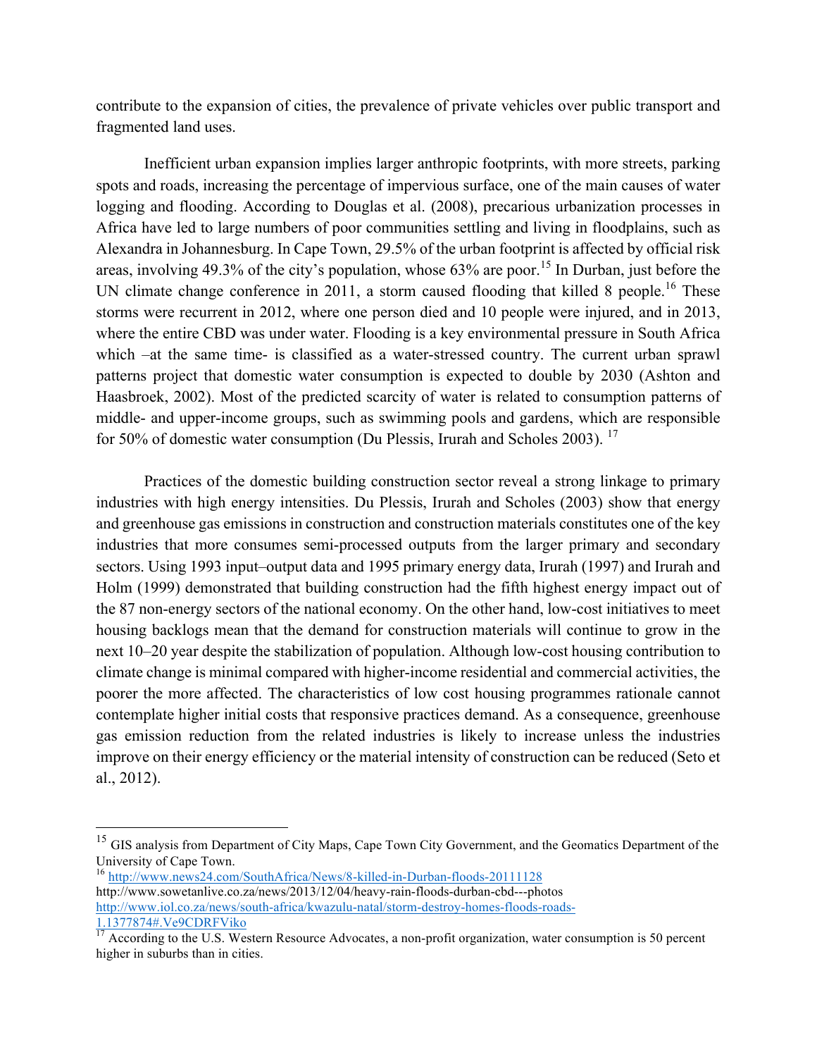contribute to the expansion of cities, the prevalence of private vehicles over public transport and fragmented land uses.

Inefficient urban expansion implies larger anthropic footprints, with more streets, parking spots and roads, increasing the percentage of impervious surface, one of the main causes of water logging and flooding. According to Douglas et al. (2008), precarious urbanization processes in Africa have led to large numbers of poor communities settling and living in floodplains, such as Alexandra in Johannesburg. In Cape Town, 29.5% of the urban footprint is affected by official risk areas, involving 49.3% of the city's population, whose 63% are poor.[15] In Durban, just before the UN climate change conference in 2011, a storm caused flooding that killed 8 people.[16] These storms were recurrent in 2012, where one person died and 10 people were injured, and in 2013, where the entire CBD was under water. Flooding is a key environmental pressure in South Africa which –at the same time- is classified as a water-stressed country. The current urban sprawl patterns project that domestic water consumption is expected to double by 2030 (Ashton and Haasbroek, 2002). Most of the predicted scarcity of water is related to consumption patterns of middle- and upper-income groups, such as swimming pools and gardens, which are responsible for 50% of domestic water consumption (Du Plessis, Irurah and Scholes 2003). [17]

Practices of the domestic building construction sector reveal a strong linkage to primary industries with high energy intensities. Du Plessis, Irurah and Scholes (2003) show that energy and greenhouse gas emissions in construction and construction materials constitutes one of the key industries that more consumes semi-processed outputs from the larger primary and secondary sectors. Using 1993 input–output data and 1995 primary energy data, Irurah (1997) and Irurah and Holm (1999) demonstrated that building construction had the fifth highest energy impact out of the 87 non-energy sectors of the national economy. On the other hand, low-cost initiatives to meet housing backlogs mean that the demand for construction materials will continue to grow in the next 10–20 year despite the stabilization of population. Although low-cost housing contribution to climate change is minimal compared with higher-income residential and commercial activities, the poorer the more affected. The characteristics of low cost housing programmes rationale cannot contemplate higher initial costs that responsive practices demand. As a consequence, greenhouse gas emission reduction from the related industries is likely to increase unless the industries improve on their energy efficiency or the material intensity of construction can be reduced (Seto et al., 2012).

---

[15] GIS analysis from Department of City Maps, Cape Town City Government, and the Geomatics Department of the University of Cape Town.

[16] http://www.news24.com/SouthAfrica/News/8-killed-in-Durban-floods-20111128
http://www.sowetanlive.co.za/news/2013/12/04/heavy-rain-floods-durban-cbd---photos
http://www.iol.co.za/news/south-africa/kwazulu-natal/storm-destroy-homes-floods-roads-1.1377874#.Ve9CDRFViko

[17] According to the U.S. Western Resource Advocates, a non-profit organization, water consumption is 50 percent higher in suburbs than in cities.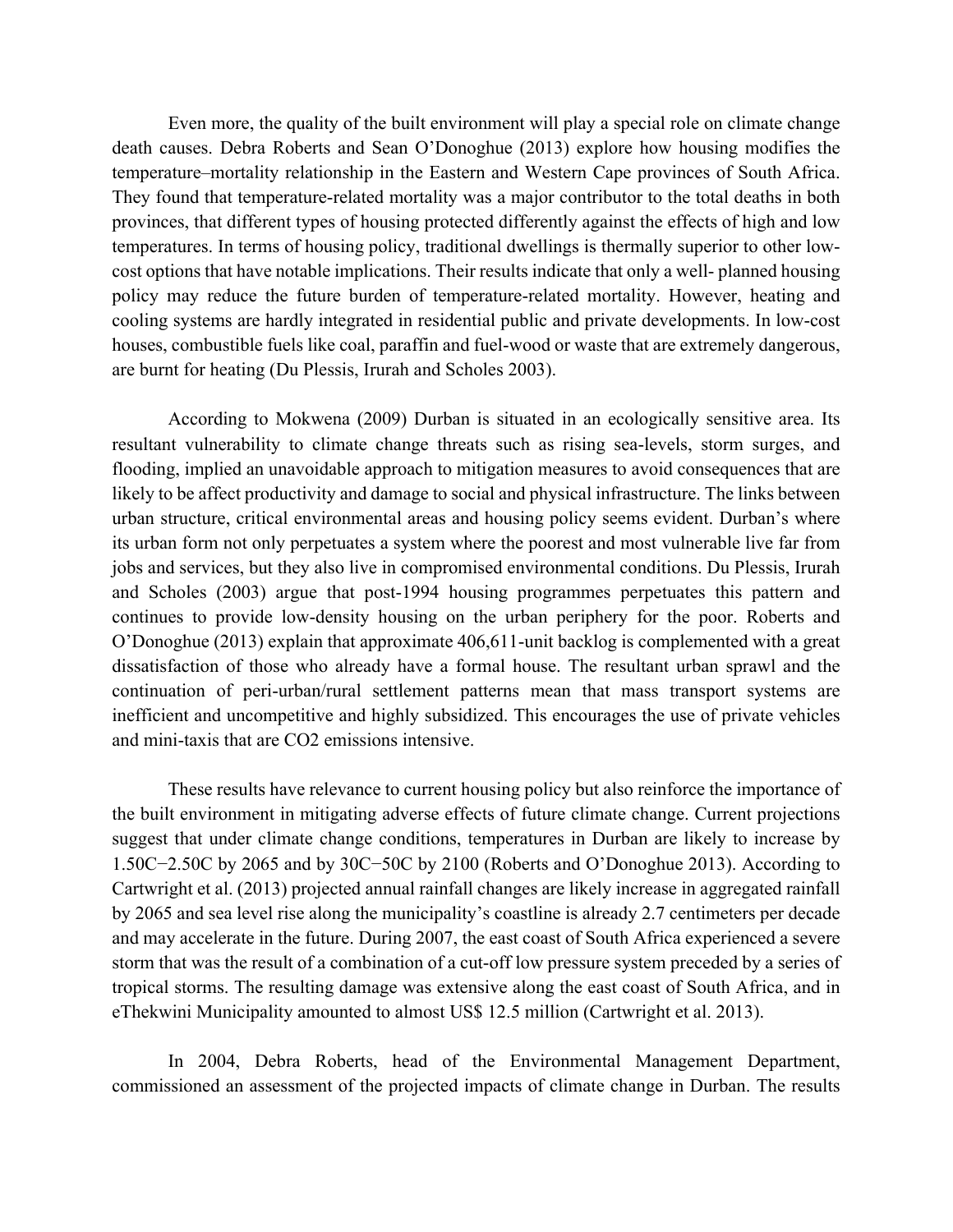Even more, the quality of the built environment will play a special role on climate change death causes. Debra Roberts and Sean O'Donoghue (2013) explore how housing modifies the temperature–mortality relationship in the Eastern and Western Cape provinces of South Africa. They found that temperature-related mortality was a major contributor to the total deaths in both provinces, that different types of housing protected differently against the effects of high and low temperatures. In terms of housing policy, traditional dwellings is thermally superior to other low-cost options that have notable implications. Their results indicate that only a well- planned housing policy may reduce the future burden of temperature-related mortality. However, heating and cooling systems are hardly integrated in residential public and private developments. In low-cost houses, combustible fuels like coal, paraffin and fuel-wood or waste that are extremely dangerous, are burnt for heating (Du Plessis, Irurah and Scholes 2003).

According to Mokwena (2009) Durban is situated in an ecologically sensitive area. Its resultant vulnerability to climate change threats such as rising sea-levels, storm surges, and flooding, implied an unavoidable approach to mitigation measures to avoid consequences that are likely to be affect productivity and damage to social and physical infrastructure. The links between urban structure, critical environmental areas and housing policy seems evident. Durban's where its urban form not only perpetuates a system where the poorest and most vulnerable live far from jobs and services, but they also live in compromised environmental conditions. Du Plessis, Irurah and Scholes (2003) argue that post-1994 housing programmes perpetuates this pattern and continues to provide low-density housing on the urban periphery for the poor. Roberts and O'Donoghue (2013) explain that approximate 406,611-unit backlog is complemented with a great dissatisfaction of those who already have a formal house. The resultant urban sprawl and the continuation of peri-urban/rural settlement patterns mean that mass transport systems are inefficient and uncompetitive and highly subsidized. This encourages the use of private vehicles and mini-taxis that are $CO_2$ emissions intensive.

These results have relevance to current housing policy but also reinforce the importance of the built environment in mitigating adverse effects of future climate change. Current projections suggest that under climate change conditions, temperatures in Durban are likely to increase by 1.50C−2.50C by 2065 and by 30C−50C by 2100 (Roberts and O'Donoghue 2013). According to Cartwright et al. (2013) projected annual rainfall changes are likely increase in aggregated rainfall by 2065 and sea level rise along the municipality's coastline is already 2.7 centimeters per decade and may accelerate in the future. During 2007, the east coast of South Africa experienced a severe storm that was the result of a combination of a cut-off low pressure system preceded by a series of tropical storms. The resulting damage was extensive along the east coast of South Africa, and in eThekwini Municipality amounted to almost US$ 12.5 million (Cartwright et al. 2013).

In 2004, Debra Roberts, head of the Environmental Management Department, commissioned an assessment of the projected impacts of climate change in Durban. The results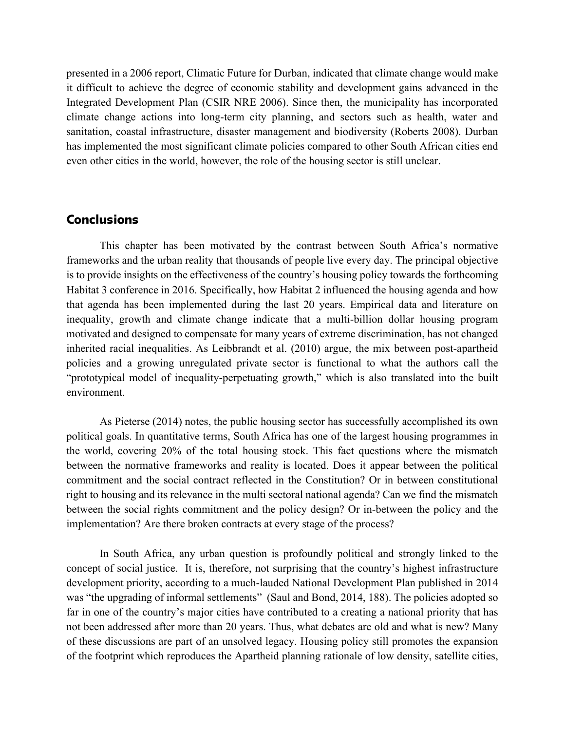presented in a 2006 report, Climatic Future for Durban, indicated that climate change would make it difficult to achieve the degree of economic stability and development gains advanced in the Integrated Development Plan (CSIR NRE 2006). Since then, the municipality has incorporated climate change actions into long-term city planning, and sectors such as health, water and sanitation, coastal infrastructure, disaster management and biodiversity (Roberts 2008). Durban has implemented the most significant climate policies compared to other South African cities end even other cities in the world, however, the role of the housing sector is still unclear.

## Conclusions

This chapter has been motivated by the contrast between South Africa's normative frameworks and the urban reality that thousands of people live every day. The principal objective is to provide insights on the effectiveness of the country's housing policy towards the forthcoming Habitat 3 conference in 2016. Specifically, how Habitat 2 influenced the housing agenda and how that agenda has been implemented during the last 20 years. Empirical data and literature on inequality, growth and climate change indicate that a multi-billion dollar housing program motivated and designed to compensate for many years of extreme discrimination, has not changed inherited racial inequalities. As Leibbrandt et al. (2010) argue, the mix between post-apartheid policies and a growing unregulated private sector is functional to what the authors call the "prototypical model of inequality-perpetuating growth," which is also translated into the built environment.

As Pieterse (2014) notes, the public housing sector has successfully accomplished its own political goals. In quantitative terms, South Africa has one of the largest housing programmes in the world, covering 20% of the total housing stock. This fact questions where the mismatch between the normative frameworks and reality is located. Does it appear between the political commitment and the social contract reflected in the Constitution? Or in between constitutional right to housing and its relevance in the multi sectoral national agenda? Can we find the mismatch between the social rights commitment and the policy design? Or in-between the policy and the implementation? Are there broken contracts at every stage of the process?

In South Africa, any urban question is profoundly political and strongly linked to the concept of social justice. It is, therefore, not surprising that the country's highest infrastructure development priority, according to a much-lauded National Development Plan published in 2014 was "the upgrading of informal settlements" (Saul and Bond, 2014, 188). The policies adopted so far in one of the country's major cities have contributed to a creating a national priority that has not been addressed after more than 20 years. Thus, what debates are old and what is new? Many of these discussions are part of an unsolved legacy. Housing policy still promotes the expansion of the footprint which reproduces the Apartheid planning rationale of low density, satellite cities,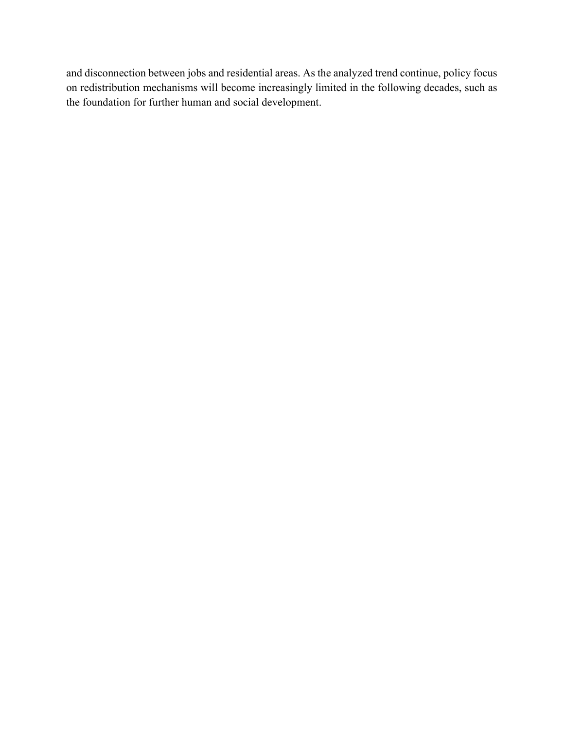and disconnection between jobs and residential areas. As the analyzed trend continue, policy focus on redistribution mechanisms will become increasingly limited in the following decades, such as the foundation for further human and social development.